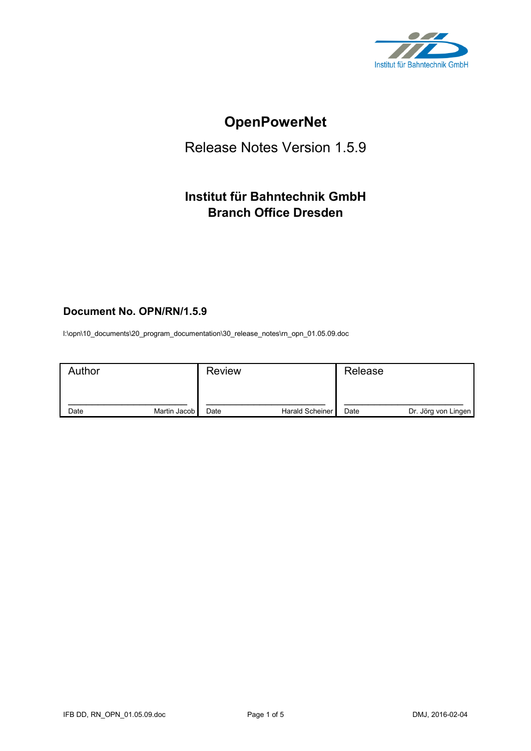Institut für Bahntechnik GmbH

# OpenPowerNet

## Release Notes Version 1.5.9

### Institut für Bahntechnik GmbH
### Branch Office Dresden

**Document No. OPN/RN/1.5.9**

I:\opn\10_documents\20_program_documentation\30_release_notes\rn_opn_01.05.09.doc

| Author | Review | Release |
|---|---|---|
| ______________________ | ______________________ | ______________________ |
| Date Martin Jacob | Date Harald Scheiner | Date Dr. Jörg von Lingen |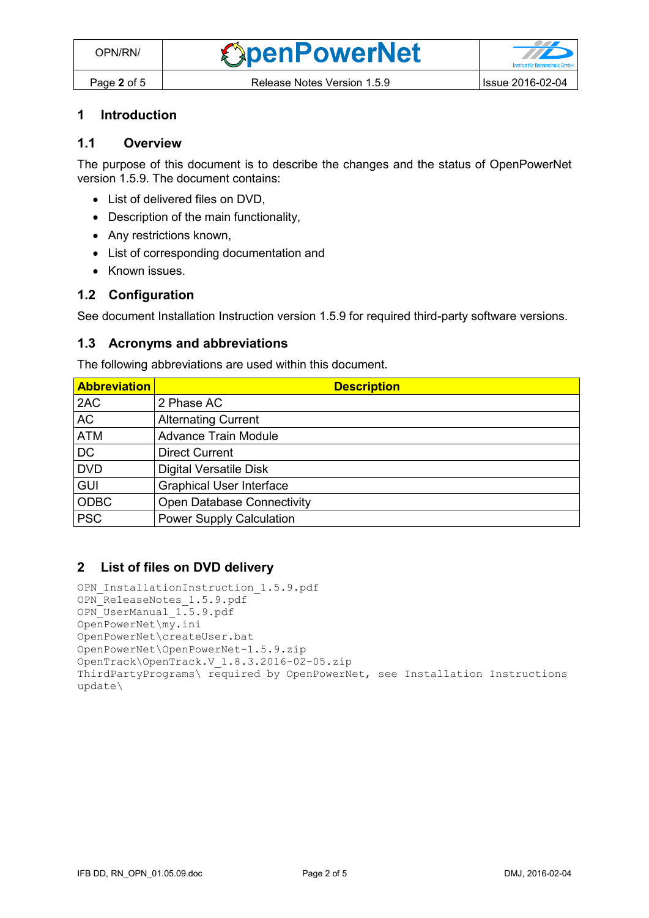# 1 Introduction

## 1.1 Overview

The purpose of this document is to describe the changes and the status of OpenPowerNet version 1.5.9. The document contains:

- List of delivered files on DVD,
- Description of the main functionality,
- Any restrictions known,
- List of corresponding documentation and
- Known issues.

## 1.2 Configuration

See document Installation Instruction version 1.5.9 for required third-party software versions.

## 1.3 Acronyms and abbreviations

The following abbreviations are used within this document.

| Abbreviation | Description |
|---|---|
| 2AC | 2 Phase AC |
| AC | Alternating Current |
| ATM | Advance Train Module |
| DC | Direct Current |
| DVD | Digital Versatile Disk |
| GUI | Graphical User Interface |
| ODBC | Open Database Connectivity |
| PSC | Power Supply Calculation |

# 2 List of files on DVD delivery

```
OPN_InstallationInstruction_1.5.9.pdf
OPN_ReleaseNotes_1.5.9.pdf
OPN_UserManual_1.5.9.pdf
OpenPowerNet\my.ini
OpenPowerNet\createUser.bat
OpenPowerNet\OpenPowerNet-1.5.9.zip
OpenTrack\OpenTrack.V_1.8.3.2016-02-05.zip
ThirdPartyPrograms\ required by OpenPowerNet, see Installation Instructions
update\
```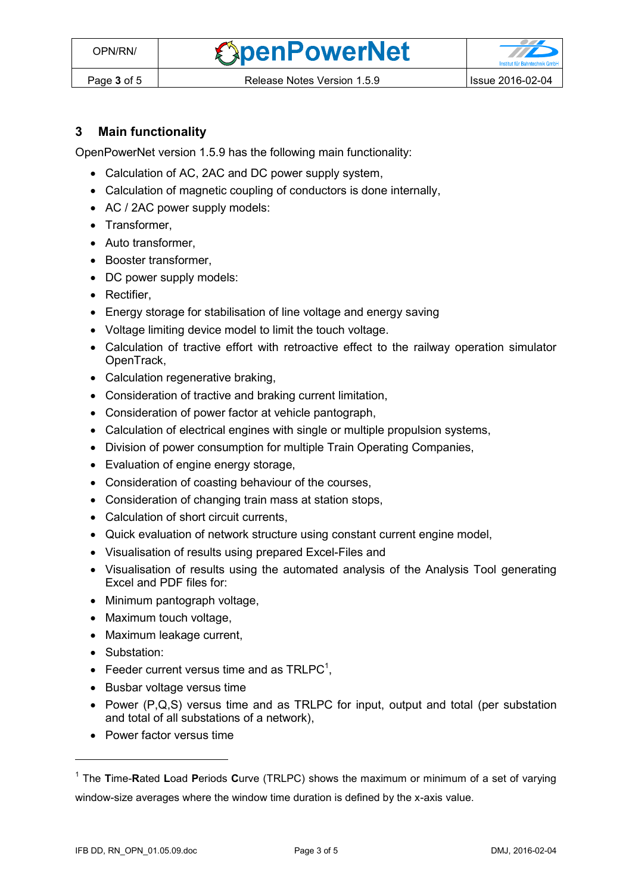## 3 Main functionality

OpenPowerNet version 1.5.9 has the following main functionality:

- Calculation of AC, 2AC and DC power supply system,
- Calculation of magnetic coupling of conductors is done internally,
- AC / 2AC power supply models:
- Transformer,
- Auto transformer,
- Booster transformer,
- DC power supply models:
- Rectifier,
- Energy storage for stabilisation of line voltage and energy saving
- Voltage limiting device model to limit the touch voltage.
- Calculation of tractive effort with retroactive effect to the railway operation simulator OpenTrack,
- Calculation regenerative braking,
- Consideration of tractive and braking current limitation,
- Consideration of power factor at vehicle pantograph,
- Calculation of electrical engines with single or multiple propulsion systems,
- Division of power consumption for multiple Train Operating Companies,
- Evaluation of engine energy storage,
- Consideration of coasting behaviour of the courses,
- Consideration of changing train mass at station stops,
- Calculation of short circuit currents,
- Quick evaluation of network structure using constant current engine model,
- Visualisation of results using prepared Excel-Files and
- Visualisation of results using the automated analysis of the Analysis Tool generating Excel and PDF files for:
- Minimum pantograph voltage,
- Maximum touch voltage,
- Maximum leakage current,
- Substation:
- Feeder current versus time and as TRLPC[1],
- Busbar voltage versus time
- Power (P,Q,S) versus time and as TRLPC for input, output and total (per substation and total of all substations of a network),
- Power factor versus time

---

[1] The **T**ime-**R**ated **L**oad **P**eriods **C**urve (TRLPC) shows the maximum or minimum of a set of varying window-size averages where the window time duration is defined by the x-axis value.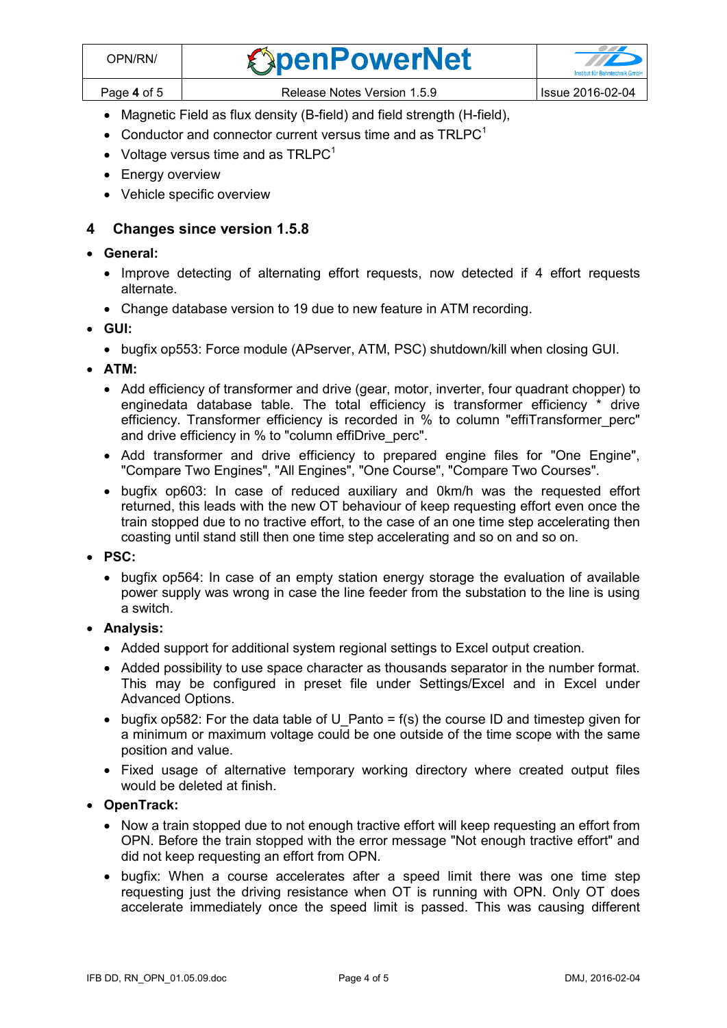- Magnetic Field as flux density (B-field) and field strength (H-field),
- Conductor and connector current versus time and as TRLPC[1]
- Voltage versus time and as TRLPC[1]
- Energy overview
- Vehicle specific overview

## 4 Changes since version 1.5.8

- **General:**
  - Improve detecting of alternating effort requests, now detected if 4 effort requests alternate.
  - Change database version to 19 due to new feature in ATM recording.
- **GUI:**
  - bugfix op553: Force module (APserver, ATM, PSC) shutdown/kill when closing GUI.
- **ATM:**
  - Add efficiency of transformer and drive (gear, motor, inverter, four quadrant chopper) to enginedata database table. The total efficiency is transformer efficiency * drive efficiency. Transformer efficiency is recorded in % to column "effiTransformer_perc" and drive efficiency in % to "column effiDrive_perc".
  - Add transformer and drive efficiency to prepared engine files for "One Engine", "Compare Two Engines", "All Engines", "One Course", "Compare Two Courses".
  - bugfix op603: In case of reduced auxiliary and 0km/h was the requested effort returned, this leads with the new OT behaviour of keep requesting effort even once the train stopped due to no tractive effort, to the case of an one time step accelerating then coasting until stand still then one time step accelerating and so on and so on.
- **PSC:**
  - bugfix op564: In case of an empty station energy storage the evaluation of available power supply was wrong in case the line feeder from the substation to the line is using a switch.
- **Analysis:**
  - Added support for additional system regional settings to Excel output creation.
  - Added possibility to use space character as thousands separator in the number format. This may be configured in preset file under Settings/Excel and in Excel under Advanced Options.
  - bugfix op582: For the data table of U_Panto = f(s) the course ID and timestep given for a minimum or maximum voltage could be one outside of the time scope with the same position and value.
  - Fixed usage of alternative temporary working directory where created output files would be deleted at finish.
- **OpenTrack:**
  - Now a train stopped due to not enough tractive effort will keep requesting an effort from OPN. Before the train stopped with the error message "Not enough tractive effort" and did not keep requesting an effort from OPN.
  - bugfix: When a course accelerates after a speed limit there was one time step requesting just the driving resistance when OT is running with OPN. Only OT does accelerate immediately once the speed limit is passed. This was causing different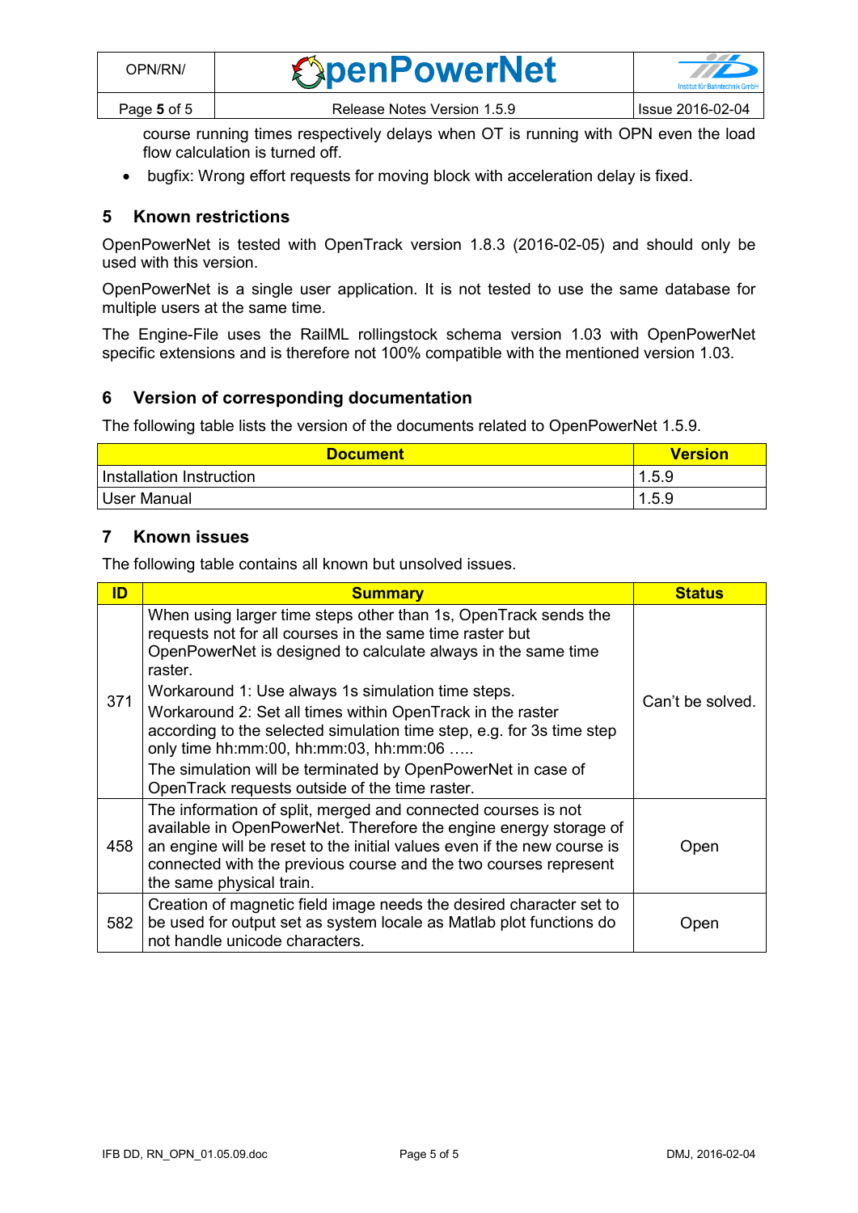course running times respectively delays when OT is running with OPN even the load flow calculation is turned off.

- bugfix: Wrong effort requests for moving block with acceleration delay is fixed.

## 5 Known restrictions

OpenPowerNet is tested with OpenTrack version 1.8.3 (2016-02-05) and should only be used with this version.

OpenPowerNet is a single user application. It is not tested to use the same database for multiple users at the same time.

The Engine-File uses the RailML rollingstock schema version 1.03 with OpenPowerNet specific extensions and is therefore not 100% compatible with the mentioned version 1.03.

## 6 Version of corresponding documentation

The following table lists the version of the documents related to OpenPowerNet 1.5.9.

| Document | Version |
|---|---|
| Installation Instruction | 1.5.9 |
| User Manual | 1.5.9 |

## 7 Known issues

The following table contains all known but unsolved issues.

| ID | Summary | Status |
|---|---|---|
| 371 | When using larger time steps other than 1s, OpenTrack sends the requests not for all courses in the same time raster but OpenPowerNet is designed to calculate always in the same time raster.<br>Workaround 1: Use always 1s simulation time steps.<br>Workaround 2: Set all times within OpenTrack in the raster according to the selected simulation time step, e.g. for 3s time step only time hh:mm:00, hh:mm:03, hh:mm:06 …..<br>The simulation will be terminated by OpenPowerNet in case of OpenTrack requests outside of the time raster. | Can't be solved. |
| 458 | The information of split, merged and connected courses is not available in OpenPowerNet. Therefore the engine energy storage of an engine will be reset to the initial values even if the new course is connected with the previous course and the two courses represent the same physical train. | Open |
| 582 | Creation of magnetic field image needs the desired character set to be used for output set as system locale as Matlab plot functions do not handle unicode characters. | Open |